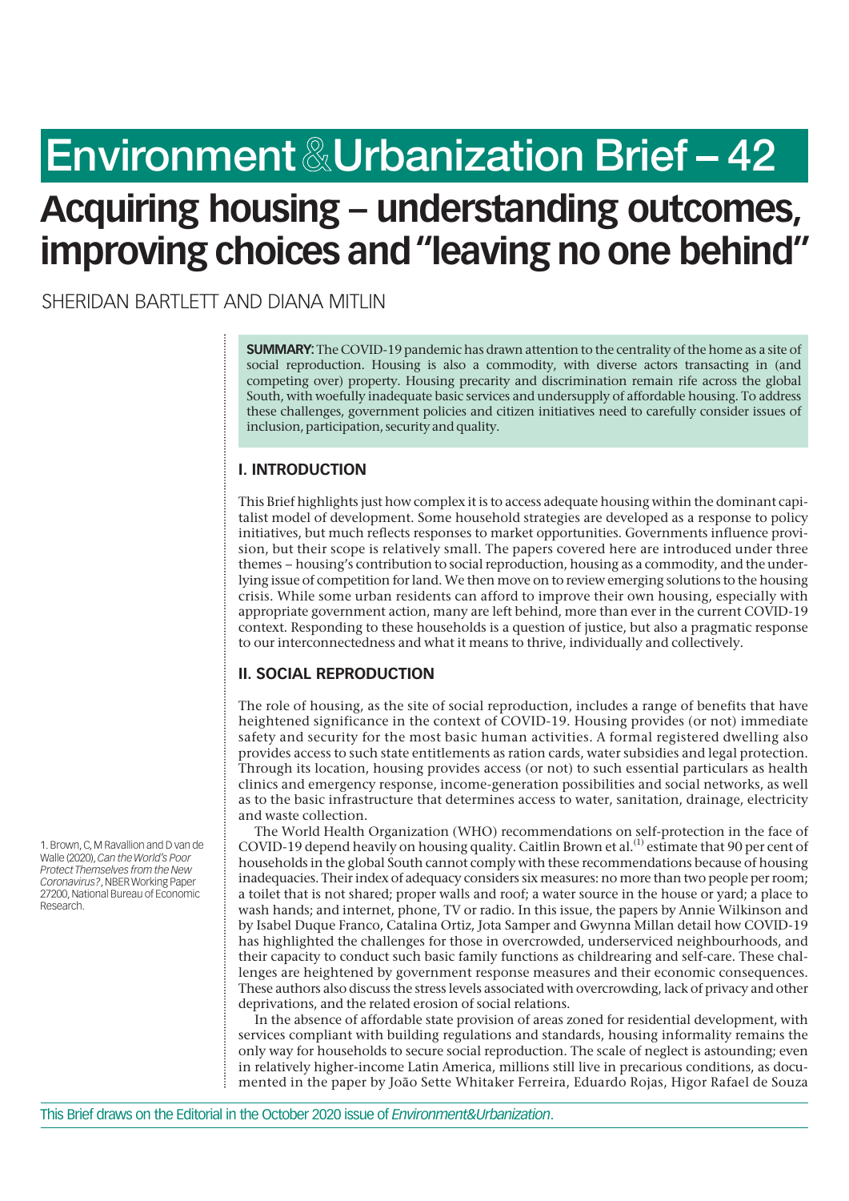# Environment&Urbanization Brief – 42

# Acquiring housing – understanding outcomes, improving choices and "leaving no one behind"

SHERIDAN BARTLETT AND DIANA MITLIN

**SUMMARY:** The COVID-19 pandemic has drawn attention to the centrality of the home as a site of social reproduction. Housing is also a commodity, with diverse actors transacting in (and competing over) property. Housing precarity and discrimination remain rife across the global South, with woefully inadequate basic services and undersupply of affordable housing. To address these challenges, government policies and citizen initiatives need to carefully consider issues of inclusion, participation, security and quality.

## I. INTRODUCTION

This Brief highlights just how complex it is to access adequate housing within the dominant capitalist model of development. Some household strategies are developed as a response to policy initiatives, but much reflects responses to market opportunities. Governments influence provision, but their scope is relatively small. The papers covered here are introduced under three themes – housing's contribution to social reproduction, housing as a commodity, and the underlying issue of competition for land. We then move on to review emerging solutions to the housing crisis. While some urban residents can afford to improve their own housing, especially with appropriate government action, many are left behind, more than ever in the current COVID-19 context. Responding to these households is a question of justice, but also a pragmatic response to our interconnectedness and what it means to thrive, individually and collectively.

## II. SOCIAL REPRODUCTION

The role of housing, as the site of social reproduction, includes a range of benefits that have heightened significance in the context of COVID-19. Housing provides (or not) immediate safety and security for the most basic human activities. A formal registered dwelling also provides access to such state entitlements as ration cards, water subsidies and legal protection. Through its location, housing provides access (or not) to such essential particulars as health clinics and emergency response, income-generation possibilities and social networks, as well as to the basic infrastructure that determines access to water, sanitation, drainage, electricity and waste collection.

The World Health Organization (WHO) recommendations on self-protection in the face of COVID-19 depend heavily on housing quality. Caitlin Brown et al.[1] estimate that 90 per cent of households in the global South cannot comply with these recommendations because of housing inadequacies. Their index of adequacy considers six measures: no more than two people per room; a toilet that is not shared; proper walls and roof; a water source in the house or yard; a place to wash hands; and internet, phone, TV or radio. In this issue, the papers by Annie Wilkinson and by Isabel Duque Franco, Catalina Ortiz, Jota Samper and Gwynna Millan detail how COVID-19 has highlighted the challenges for those in overcrowded, underserviced neighbourhoods, and their capacity to conduct such basic family functions as childrearing and self-care. These challenges are heightened by government response measures and their economic consequences. These authors also discuss the stress levels associated with overcrowding, lack of privacy and other deprivations, and the related erosion of social relations.

In the absence of affordable state provision of areas zoned for residential development, with services compliant with building regulations and standards, housing informality remains the only way for households to secure social reproduction. The scale of neglect is astounding; even in relatively higher-income Latin America, millions still live in precarious conditions, as documented in the paper by João Sette Whitaker Ferreira, Eduardo Rojas, Higor Rafael de Souza

1. Brown, C, M Ravallion and D van de Walle (2020), *Can the World's Poor Protect Themselves from the New Coronavirus?*, NBER Working Paper 27200, National Bureau of Economic Research.

This Brief draws on the Editorial in the October 2020 issue of *Environment&Urbanization*.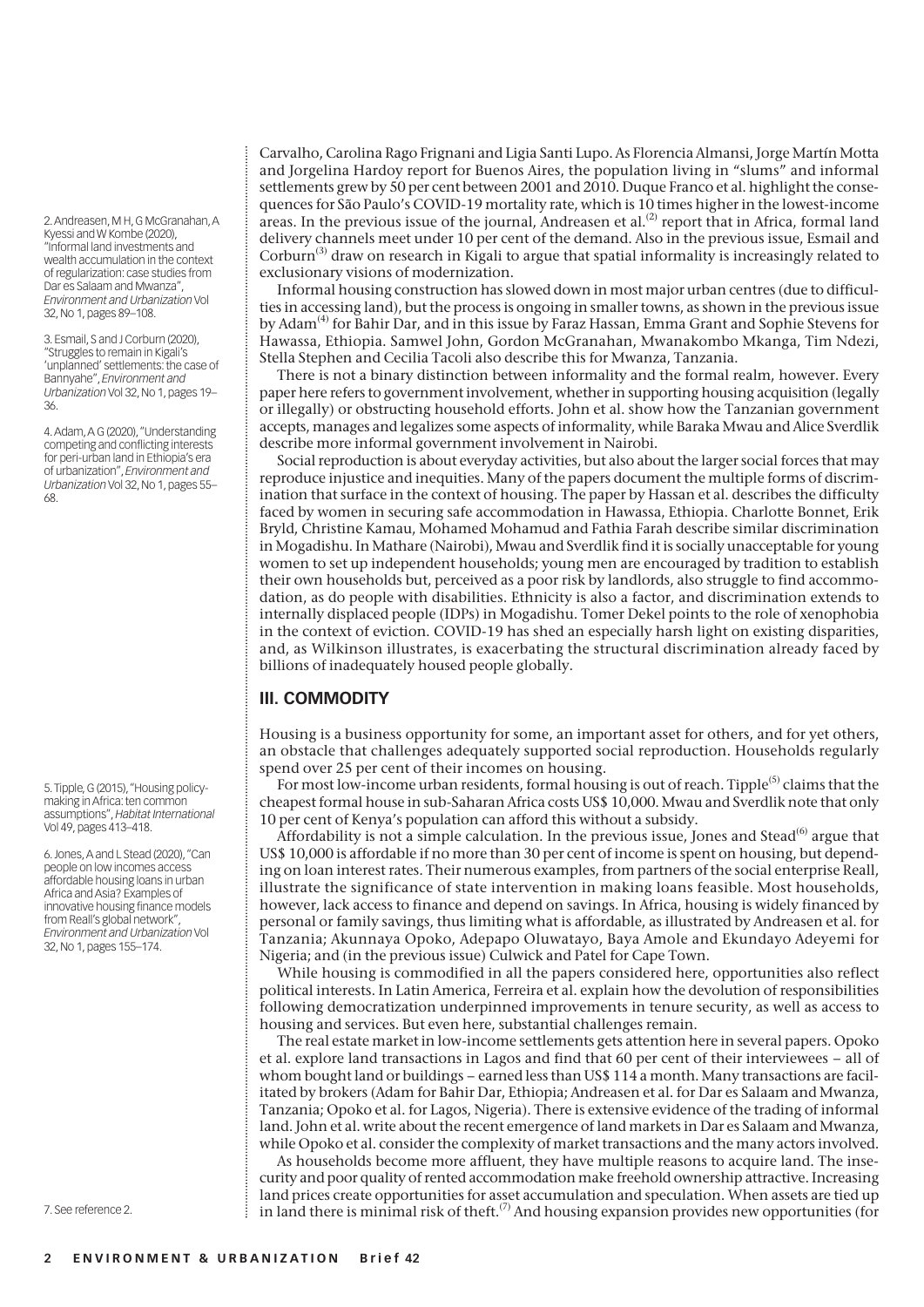Carvalho, Carolina Rago Frignani and Ligia Santi Lupo. As Florencia Almansi, Jorge Martín Motta and Jorgelina Hardoy report for Buenos Aires, the population living in "slums" and informal settlements grew by 50 per cent between 2001 and 2010. Duque Franco et al. highlight the consequences for São Paulo's COVID-19 mortality rate, which is 10 times higher in the lowest-income areas. In the previous issue of the journal, Andreasen et al.[2] report that in Africa, formal land delivery channels meet under 10 per cent of the demand. Also in the previous issue, Esmail and Corburn[3] draw on research in Kigali to argue that spatial informality is increasingly related to exclusionary visions of modernization.

Informal housing construction has slowed down in most major urban centres (due to difficulties in accessing land), but the process is ongoing in smaller towns, as shown in the previous issue by Adam[4] for Bahir Dar, and in this issue by Faraz Hassan, Emma Grant and Sophie Stevens for Hawassa, Ethiopia. Samwel John, Gordon McGranahan, Mwanakombo Mkanga, Tim Ndezi, Stella Stephen and Cecilia Tacoli also describe this for Mwanza, Tanzania.

There is not a binary distinction between informality and the formal realm, however. Every paper here refers to government involvement, whether in supporting housing acquisition (legally or illegally) or obstructing household efforts. John et al. show how the Tanzanian government accepts, manages and legalizes some aspects of informality, while Baraka Mwau and Alice Sverdlik describe more informal government involvement in Nairobi.

Social reproduction is about everyday activities, but also about the larger social forces that may reproduce injustice and inequities. Many of the papers document the multiple forms of discrimination that surface in the context of housing. The paper by Hassan et al. describes the difficulty faced by women in securing safe accommodation in Hawassa, Ethiopia. Charlotte Bonnet, Erik Bryld, Christine Kamau, Mohamed Mohamud and Fathia Farah describe similar discrimination in Mogadishu. In Mathare (Nairobi), Mwau and Sverdlik find it is socially unacceptable for young women to set up independent households; young men are encouraged by tradition to establish their own households but, perceived as a poor risk by landlords, also struggle to find accommodation, as do people with disabilities. Ethnicity is also a factor, and discrimination extends to internally displaced people (IDPs) in Mogadishu. Tomer Dekel points to the role of xenophobia in the context of eviction. COVID-19 has shed an especially harsh light on existing disparities, and, as Wilkinson illustrates, is exacerbating the structural discrimination already faced by billions of inadequately housed people globally.

## III. COMMODITY

Housing is a business opportunity for some, an important asset for others, and for yet others, an obstacle that challenges adequately supported social reproduction. Households regularly spend over 25 per cent of their incomes on housing.

For most low-income urban residents, formal housing is out of reach. Tipple[5] claims that the cheapest formal house in sub-Saharan Africa costs US$ 10,000. Mwau and Sverdlik note that only 10 per cent of Kenya's population can afford this without a subsidy.

Affordability is not a simple calculation. In the previous issue, Jones and Stead[6] argue that US$ 10,000 is affordable if no more than 30 per cent of income is spent on housing, but depending on loan interest rates. Their numerous examples, from partners of the social enterprise Reall, illustrate the significance of state intervention in making loans feasible. Most households, however, lack access to finance and depend on savings. In Africa, housing is widely financed by personal or family savings, thus limiting what is affordable, as illustrated by Andreasen et al. for Tanzania; Akunnaya Opoko, Adepapo Oluwatayo, Baya Amole and Ekundayo Adeyemi for Nigeria; and (in the previous issue) Culwick and Patel for Cape Town.

While housing is commodified in all the papers considered here, opportunities also reflect political interests. In Latin America, Ferreira et al. explain how the devolution of responsibilities following democratization underpinned improvements in tenure security, as well as access to housing and services. But even here, substantial challenges remain.

The real estate market in low-income settlements gets attention here in several papers. Opoko et al. explore land transactions in Lagos and find that 60 per cent of their interviewees – all of whom bought land or buildings – earned less than US$ 114 a month. Many transactions are facilitated by brokers (Adam for Bahir Dar, Ethiopia; Andreasen et al. for Dar es Salaam and Mwanza, Tanzania; Opoko et al. for Lagos, Nigeria). There is extensive evidence of the trading of informal land. John et al. write about the recent emergence of land markets in Dar es Salaam and Mwanza, while Opoko et al. consider the complexity of market transactions and the many actors involved.

As households become more affluent, they have multiple reasons to acquire land. The insecurity and poor quality of rented accommodation make freehold ownership attractive. Increasing land prices create opportunities for asset accumulation and speculation. When assets are tied up in land there is minimal risk of theft.[7] And housing expansion provides new opportunities (for

2. Andreasen, M H, G McGranahan, A Kyessi and W Kombe (2020), "Informal land investments and wealth accumulation in the context of regularization: case studies from Dar es Salaam and Mwanza", *Environment and Urbanization* Vol 32, No 1, pages 89–108.

3. Esmail, S and J Corburn (2020), "Struggles to remain in Kigali's 'unplanned' settlements: the case of Bannyahe", *Environment and Urbanization* Vol 32, No 1, pages 19–36.

4. Adam, A G (2020), "Understanding competing and conflicting interests for peri-urban land in Ethiopia's era of urbanization", *Environment and Urbanization* Vol 32, No 1, pages 55–68.

5. Tipple, G (2015), "Housing policy-making in Africa: ten common assumptions", *Habitat International* Vol 49, pages 413–418.

6. Jones, A and L Stead (2020), "Can people on low incomes access affordable housing loans in urban Africa and Asia? Examples of innovative housing finance models from Reall's global network", *Environment and Urbanization* Vol 32, No 1, pages 155–174.

7. See reference 2.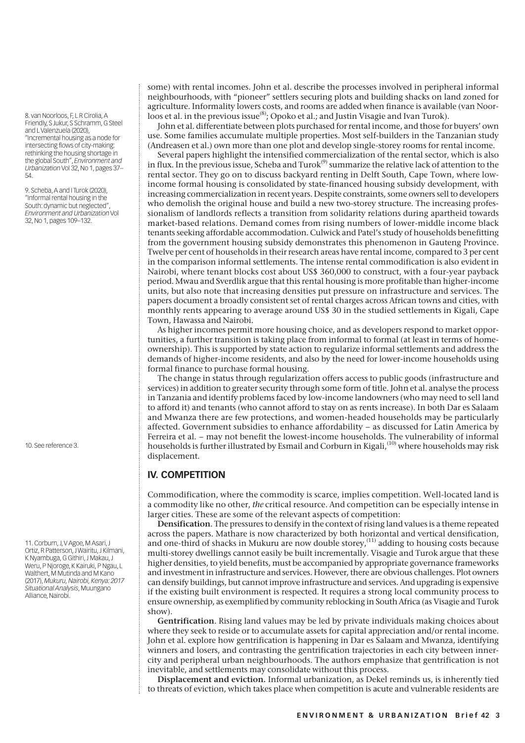some) with rental incomes. John et al. describe the processes involved in peripheral informal neighbourhoods, with "pioneer" settlers securing plots and building shacks on land zoned for agriculture. Informality lowers costs, and rooms are added when finance is available (van Noorloos et al. in the previous issue[8]; Opoko et al.; and Justin Visagie and Ivan Turok).

John et al. differentiate between plots purchased for rental income, and those for buyers' own use. Some families accumulate multiple properties. Most self-builders in the Tanzanian study (Andreasen et al.) own more than one plot and develop single-storey rooms for rental income.

Several papers highlight the intensified commercialization of the rental sector, which is also in flux. In the previous issue, Scheba and Turok[9] summarize the relative lack of attention to the rental sector. They go on to discuss backyard renting in Delft South, Cape Town, where low-income formal housing is consolidated by state-financed housing subsidy development, with increasing commercialization in recent years. Despite constraints, some owners sell to developers who demolish the original house and build a new two-storey structure. The increasing professionalism of landlords reflects a transition from solidarity relations during apartheid towards market-based relations. Demand comes from rising numbers of lower-middle income black tenants seeking affordable accommodation. Culwick and Patel's study of households benefitting from the government housing subsidy demonstrates this phenomenon in Gauteng Province. Twelve per cent of households in their research areas have rental income, compared to 3 per cent in the comparison informal settlements. The intense rental commodification is also evident in Nairobi, where tenant blocks cost about US$ 360,000 to construct, with a four-year payback period. Mwau and Sverdlik argue that this rental housing is more profitable than higher-income units, but also note that increasing densities put pressure on infrastructure and services. The papers document a broadly consistent set of rental charges across African towns and cities, with monthly rents appearing to average around US$ 30 in the studied settlements in Kigali, Cape Town, Hawassa and Nairobi.

As higher incomes permit more housing choice, and as developers respond to market opportunities, a further transition is taking place from informal to formal (at least in terms of homeownership). This is supported by state action to regularize informal settlements and address the demands of higher-income residents, and also by the need for lower-income households using formal finance to purchase formal housing.

The change in status through regularization offers access to public goods (infrastructure and services) in addition to greater security through some form of title. John et al. analyse the process in Tanzania and identify problems faced by low-income landowners (who may need to sell land to afford it) and tenants (who cannot afford to stay on as rents increase). In both Dar es Salaam and Mwanza there are few protections, and women-headed households may be particularly affected. Government subsidies to enhance affordability – as discussed for Latin America by Ferreira et al. – may not benefit the lowest-income households. The vulnerability of informal households is further illustrated by Esmail and Corburn in Kigali,[10] where households may risk displacement.

## IV. COMPETITION

Commodification, where the commodity is scarce, implies competition. Well-located land is a commodity like no other, *the* critical resource. And competition can be especially intense in larger cities. These are some of the relevant aspects of competition:

**Densification**. The pressures to densify in the context of rising land values is a theme repeated across the papers. Mathare is now characterized by both horizontal and vertical densification, and one-third of shacks in Mukuru are now double storey,[11] adding to housing costs because multi-storey dwellings cannot easily be built incrementally. Visagie and Turok argue that these higher densities, to yield benefits, must be accompanied by appropriate governance frameworks and investment in infrastructure and services. However, there are obvious challenges. Plot owners can densify buildings, but cannot improve infrastructure and services. And upgrading is expensive if the existing built environment is respected. It requires a strong local community process to ensure ownership, as exemplified by community reblocking in South Africa (as Visagie and Turok show).

**Gentrification**. Rising land values may be led by private individuals making choices about where they seek to reside or to accumulate assets for capital appreciation and/or rental income. John et al. explore how gentrification is happening in Dar es Salaam and Mwanza, identifying winners and losers, and contrasting the gentrification trajectories in each city between inner-city and peripheral urban neighbourhoods. The authors emphasize that gentrification is not inevitable, and settlements may consolidate without this process.

**Displacement and eviction.** Informal urbanization, as Dekel reminds us, is inherently tied to threats of eviction, which takes place when competition is acute and vulnerable residents are

8. van Noorloos, F, L R Cirolia, A Friendly, S Jukur, S Schramm, G Steel and L Valenzuela (2020), "Incremental housing as a node for intersecting flows of city-making: rethinking the housing shortage in the global South", *Environment and Urbanization* Vol 32, No 1, pages 37–54.

9. Scheba, A and I Turok (2020), "Informal rental housing in the South: dynamic but neglected", *Environment and Urbanization* Vol 32, No 1, pages 109–132.

10. See reference 3.

11. Corburn, J, V Agoe, M Asari, J Ortiz, R Patterson, J Wairitu, J Kilmani, K Nyambuga, G Githiri, J Makau, J Weru, P Njoroge, K Kairuki, P Ngau, L Walthert, M Mutinda and M Kano (2017), *Mukuru, Nairobi, Kenya: 2017 Situational Analysis*, Muungano Alliance, Nairobi.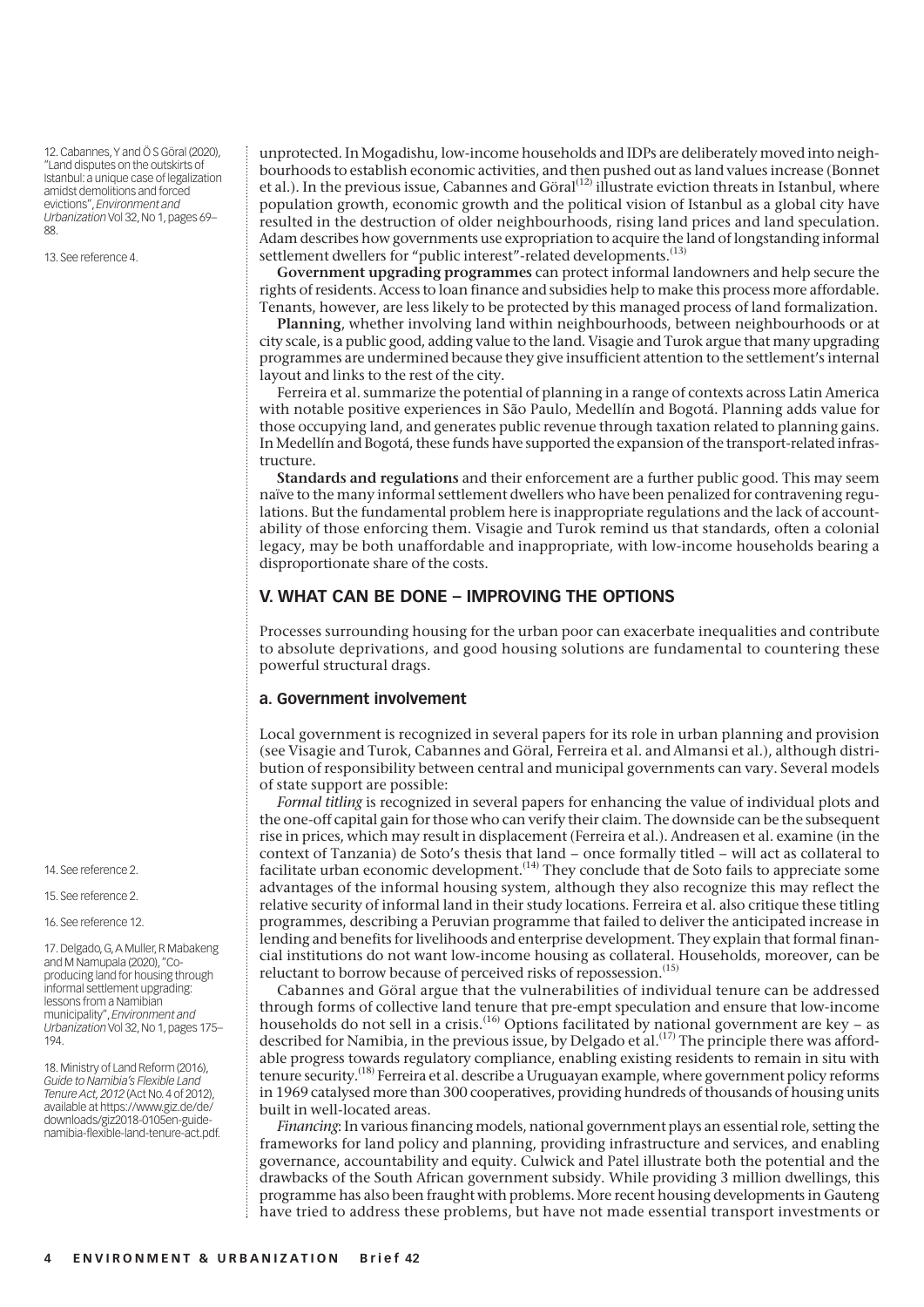unprotected. In Mogadishu, low-income households and IDPs are deliberately moved into neighbourhoods to establish economic activities, and then pushed out as land values increase (Bonnet et al.). In the previous issue, Cabannes and Göral[12] illustrate eviction threats in Istanbul, where population growth, economic growth and the political vision of Istanbul as a global city have resulted in the destruction of older neighbourhoods, rising land prices and land speculation. Adam describes how governments use expropriation to acquire the land of longstanding informal settlement dwellers for "public interest"-related developments.[13]

**Government upgrading programmes** can protect informal landowners and help secure the rights of residents. Access to loan finance and subsidies help to make this process more affordable. Tenants, however, are less likely to be protected by this managed process of land formalization.

**Planning**, whether involving land within neighbourhoods, between neighbourhoods or at city scale, is a public good, adding value to the land. Visagie and Turok argue that many upgrading programmes are undermined because they give insufficient attention to the settlement's internal layout and links to the rest of the city.

Ferreira et al. summarize the potential of planning in a range of contexts across Latin America with notable positive experiences in São Paulo, Medellín and Bogotá. Planning adds value for those occupying land, and generates public revenue through taxation related to planning gains. In Medellín and Bogotá, these funds have supported the expansion of the transport-related infrastructure.

**Standards and regulations** and their enforcement are a further public good. This may seem naïve to the many informal settlement dwellers who have been penalized for contravening regulations. But the fundamental problem here is inappropriate regulations and the lack of accountability of those enforcing them. Visagie and Turok remind us that standards, often a colonial legacy, may be both unaffordable and inappropriate, with low-income households bearing a disproportionate share of the costs.

## V. WHAT CAN BE DONE – IMPROVING THE OPTIONS

Processes surrounding housing for the urban poor can exacerbate inequalities and contribute to absolute deprivations, and good housing solutions are fundamental to countering these powerful structural drags.

### a. Government involvement

Local government is recognized in several papers for its role in urban planning and provision (see Visagie and Turok, Cabannes and Göral, Ferreira et al. and Almansi et al.), although distribution of responsibility between central and municipal governments can vary. Several models of state support are possible:

*Formal titling* is recognized in several papers for enhancing the value of individual plots and the one-off capital gain for those who can verify their claim. The downside can be the subsequent rise in prices, which may result in displacement (Ferreira et al.). Andreasen et al. examine (in the context of Tanzania) de Soto's thesis that land – once formally titled – will act as collateral to facilitate urban economic development.[14] They conclude that de Soto fails to appreciate some advantages of the informal housing system, although they also recognize this may reflect the relative security of informal land in their study locations. Ferreira et al. also critique these titling programmes, describing a Peruvian programme that failed to deliver the anticipated increase in lending and benefits for livelihoods and enterprise development. They explain that formal financial institutions do not want low-income housing as collateral. Households, moreover, can be reluctant to borrow because of perceived risks of repossession.[15]

Cabannes and Göral argue that the vulnerabilities of individual tenure can be addressed through forms of collective land tenure that pre-empt speculation and ensure that low-income households do not sell in a crisis.[16] Options facilitated by national government are key – as described for Namibia, in the previous issue, by Delgado et al.[17] The principle there was affordable progress towards regulatory compliance, enabling existing residents to remain in situ with tenure security.[18] Ferreira et al. describe a Uruguayan example, where government policy reforms in 1969 catalysed more than 300 cooperatives, providing hundreds of thousands of housing units built in well-located areas.

*Financing*: In various financing models, national government plays an essential role, setting the frameworks for land policy and planning, providing infrastructure and services, and enabling governance, accountability and equity. Culwick and Patel illustrate both the potential and the drawbacks of the South African government subsidy. While providing 3 million dwellings, this programme has also been fraught with problems. More recent housing developments in Gauteng have tried to address these problems, but have not made essential transport investments or

---

12. Cabannes, Y and Ö S Göral (2020), "Land disputes on the outskirts of Istanbul: a unique case of legalization amidst demolitions and forced evictions", *Environment and Urbanization* Vol 32, No 1, pages 69–88.

13. See reference 4.

14. See reference 2.

15. See reference 2.

16. See reference 12.

17. Delgado, G, A Muller, R Mabakeng and M Namupala (2020), "Co-producing land for housing through informal settlement upgrading: lessons from a Namibian municipality", *Environment and Urbanization* Vol 32, No 1, pages 175–194.

18. Ministry of Land Reform (2016), *Guide to Namibia's Flexible Land Tenure Act, 2012* (Act No. 4 of 2012), available at https://www.giz.de/de/downloads/giz2018-0105en-guide-namibia-flexible-land-tenure-act.pdf.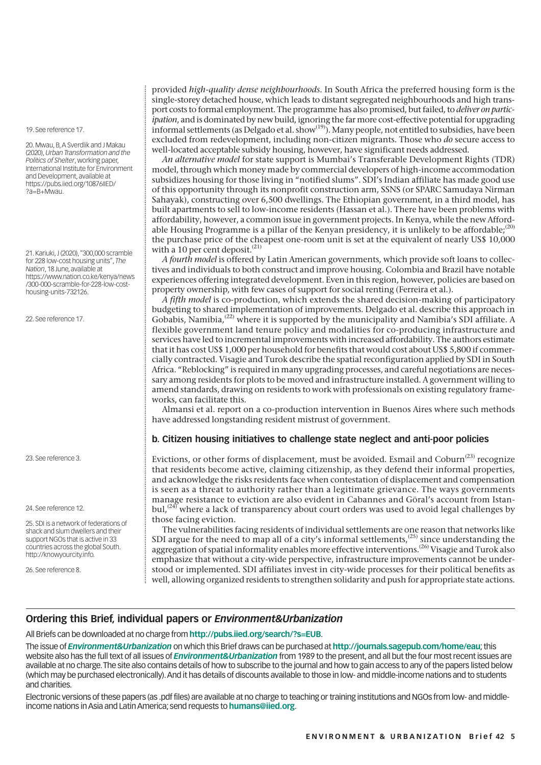provided *high-quality dense neighbourhoods*. In South Africa the preferred housing form is the single-storey detached house, which leads to distant segregated neighbourhoods and high transport costs to formal employment. The programme has also promised, but failed, to *deliver on participation*, and is dominated by new build, ignoring the far more cost-effective potential for upgrading informal settlements (as Delgado et al. show[19]). Many people, not entitled to subsidies, have been excluded from redevelopment, including non-citizen migrants. Those who *do* secure access to well-located acceptable subsidy housing, however, have significant needs addressed.

*An alternative model* for state support is Mumbai's Transferable Development Rights (TDR) model, through which money made by commercial developers of high-income accommodation subsidizes housing for those living in "notified slums". SDI's Indian affiliate has made good use of this opportunity through its nonprofit construction arm, SSNS (or SPARC Samudaya Nirman Sahayak), constructing over 6,500 dwellings. The Ethiopian government, in a third model, has built apartments to sell to low-income residents (Hassan et al.). There have been problems with affordability, however, a common issue in government projects. In Kenya, while the new Affordable Housing Programme is a pillar of the Kenyan presidency, it is unlikely to be affordable;[20] the purchase price of the cheapest one-room unit is set at the equivalent of nearly US$ 10,000 with a 10 per cent deposit.[21]

*A fourth model* is offered by Latin American governments, which provide soft loans to collectives and individuals to both construct and improve housing. Colombia and Brazil have notable experiences offering integrated development. Even in this region, however, policies are based on property ownership, with few cases of support for social renting (Ferreira et al.).

*A fifth model* is co-production, which extends the shared decision-making of participatory budgeting to shared implementation of improvements. Delgado et al. describe this approach in Gobabis, Namibia,[22] where it is supported by the municipality and Namibia's SDI affiliate. A flexible government land tenure policy and modalities for co-producing infrastructure and services have led to incremental improvements with increased affordability. The authors estimate that it has cost US$ 1,000 per household for benefits that would cost about US$ 5,800 if commercially contracted. Visagie and Turok describe the spatial reconfiguration applied by SDI in South Africa. "Reblocking" is required in many upgrading processes, and careful negotiations are necessary among residents for plots to be moved and infrastructure installed. A government willing to amend standards, drawing on residents to work with professionals on existing regulatory frameworks, can facilitate this.

Almansi et al. report on a co-production intervention in Buenos Aires where such methods have addressed longstanding resident mistrust of government.

### b. Citizen housing initiatives to challenge state neglect and anti-poor policies

Evictions, or other forms of displacement, must be avoided. Esmail and Coburn[23] recognize that residents become active, claiming citizenship, as they defend their informal properties, and acknowledge the risks residents face when contestation of displacement and compensation is seen as a threat to authority rather than a legitimate grievance. The ways governments manage resistance to eviction are also evident in Cabannes and Göral's account from Istanbul,[24] where a lack of transparency about court orders was used to avoid legal challenges by those facing eviction.

The vulnerabilities facing residents of individual settlements are one reason that networks like SDI argue for the need to map all of a city's informal settlements,[25] since understanding the aggregation of spatial informality enables more effective interventions.[26] Visagie and Turok also emphasize that without a city-wide perspective, infrastructure improvements cannot be understood or implemented. SDI affiliates invest in city-wide processes for their political benefits as well, allowing organized residents to strengthen solidarity and push for appropriate state actions.

19. See reference 17.

20. Mwau, B, A Sverdlik and J Makau (2020), *Urban Transformation and the Politics of Shelter*, working paper, International Institute for Environment and Development, available at https://pubs.iied.org/10876IIED/?a=B+Mwau.

21. Kariuki, J (2020), "300,000 scramble for 228 low-cost housing units", *The Nation*, 18 June, available at https://www.nation.co.ke/kenya/news/300-000-scramble-for-228-low-cost-housing-units-732126.

22. See reference 17.

23. See reference 3.

24. See reference 12.

25. SDI is a network of federations of shack and slum dwellers and their support NGOs that is active in 33 countries across the global South. http://knowyourcity.info.

26. See reference 8.

## Ordering this Brief, individual papers or *Environment&Urbanization*

All Briefs can be downloaded at no charge from **http://pubs.iied.org/search/?s=EUB**.

The issue of ***Environment&Urbanization*** on which this Brief draws can be purchased at **http://journals.sagepub.com/home/eau**; this website also has the full text of all issues of ***Environment&Urbanization*** from 1989 to the present, and all but the four most recent issues are available at no charge. The site also contains details of how to subscribe to the journal and how to gain access to any of the papers listed below (which may be purchased electronically). And it has details of discounts available to those in low- and middle-income nations and to students and charities.

Electronic versions of these papers (as .pdf files) are available at no charge to teaching or training institutions and NGOs from low- and middle-income nations in Asia and Latin America; send requests to **humans@iied.org**.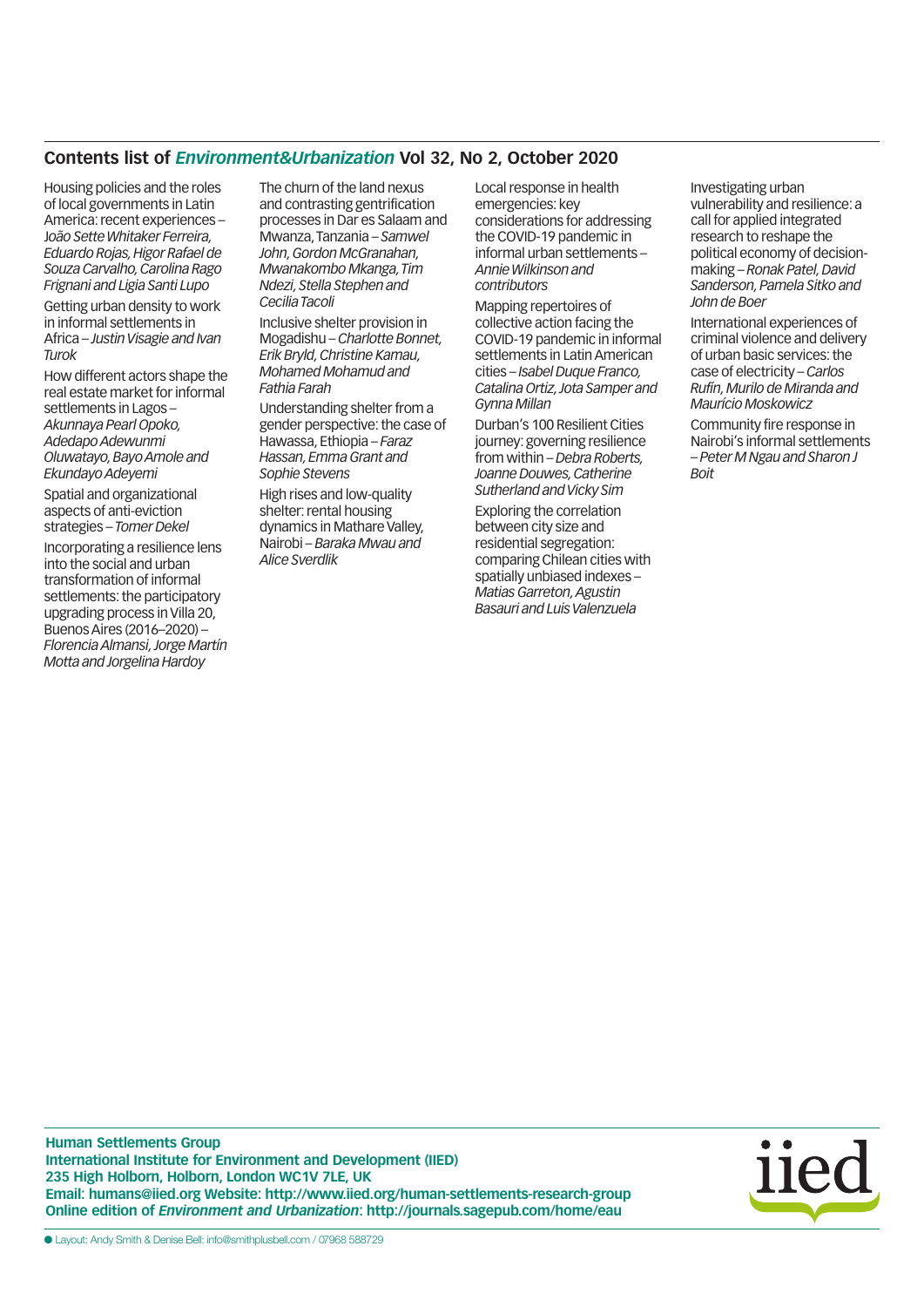## Contents list of *Environment&Urbanization* Vol 32, No 2, October 2020

Housing policies and the roles of local governments in Latin America: recent experiences – *João Sette Whitaker Ferreira, Eduardo Rojas, Higor Rafael de Souza Carvalho, Carolina Rago Frignani and Ligia Santi Lupo*

Getting urban density to work in informal settlements in Africa – *Justin Visagie and Ivan Turok*

How different actors shape the real estate market for informal settlements in Lagos – *Akunnaya Pearl Opoko, Adedapo Adewunmi Oluwatayo, Bayo Amole and Ekundayo Adeyemi*

Spatial and organizational aspects of anti-eviction strategies – *Tomer Dekel*

Incorporating a resilience lens into the social and urban transformation of informal settlements: the participatory upgrading process in Villa 20, Buenos Aires (2016–2020) – *Florencia Almansi, Jorge Martín Motta and Jorgelina Hardoy*

The churn of the land nexus and contrasting gentrification processes in Dar es Salaam and Mwanza, Tanzania – *Samwel John, Gordon McGranahan, Mwanakombo Mkanga, Tim Ndezi, Stella Stephen and Cecilia Tacoli*

Inclusive shelter provision in Mogadishu – *Charlotte Bonnet, Erik Bryld, Christine Kamau, Mohamed Mohamud and Fathia Farah*

Understanding shelter from a gender perspective: the case of Hawassa, Ethiopia – *Faraz Hassan, Emma Grant and Sophie Stevens*

High rises and low-quality shelter: rental housing dynamics in Mathare Valley, Nairobi – *Baraka Mwau and Alice Sverdlik*

Local response in health emergencies: key considerations for addressing the COVID-19 pandemic in informal urban settlements – *Annie Wilkinson and contributors*

Mapping repertoires of collective action facing the COVID-19 pandemic in informal settlements in Latin American cities – *Isabel Duque Franco, Catalina Ortiz, Jota Samper and Gynna Millan*

Durban's 100 Resilient Cities journey: governing resilience from within – *Debra Roberts, Joanne Douwes, Catherine Sutherland and Vicky Sim*

Exploring the correlation between city size and residential segregation: comparing Chilean cities with spatially unbiased indexes – *Matias Garreton, Agustin Basauri and Luis Valenzuela*

Investigating urban vulnerability and resilience: a call for applied integrated research to reshape the political economy of decision-making – *Ronak Patel, David Sanderson, Pamela Sitko and John de Boer*

International experiences of criminal violence and delivery of urban basic services: the case of electricity – *Carlos Rufín, Murilo de Miranda and Maurício Moskowicz*

Community fire response in Nairobi's informal settlements – *Peter M Ngau and Sharon J Boit*

**Human Settlements Group**
**International Institute for Environment and Development (IIED)**
**235 High Holborn, Holborn, London WC1V 7LE, UK**
**Email: humans@iied.org Website: http://www.iied.org/human-settlements-research-group**
**Online edition of *Environment and Urbanization*: http://journals.sagepub.com/home/eau**

iied

Layout: Andy Smith & Denise Bell: info@smithplusbell.com / 07968 588729